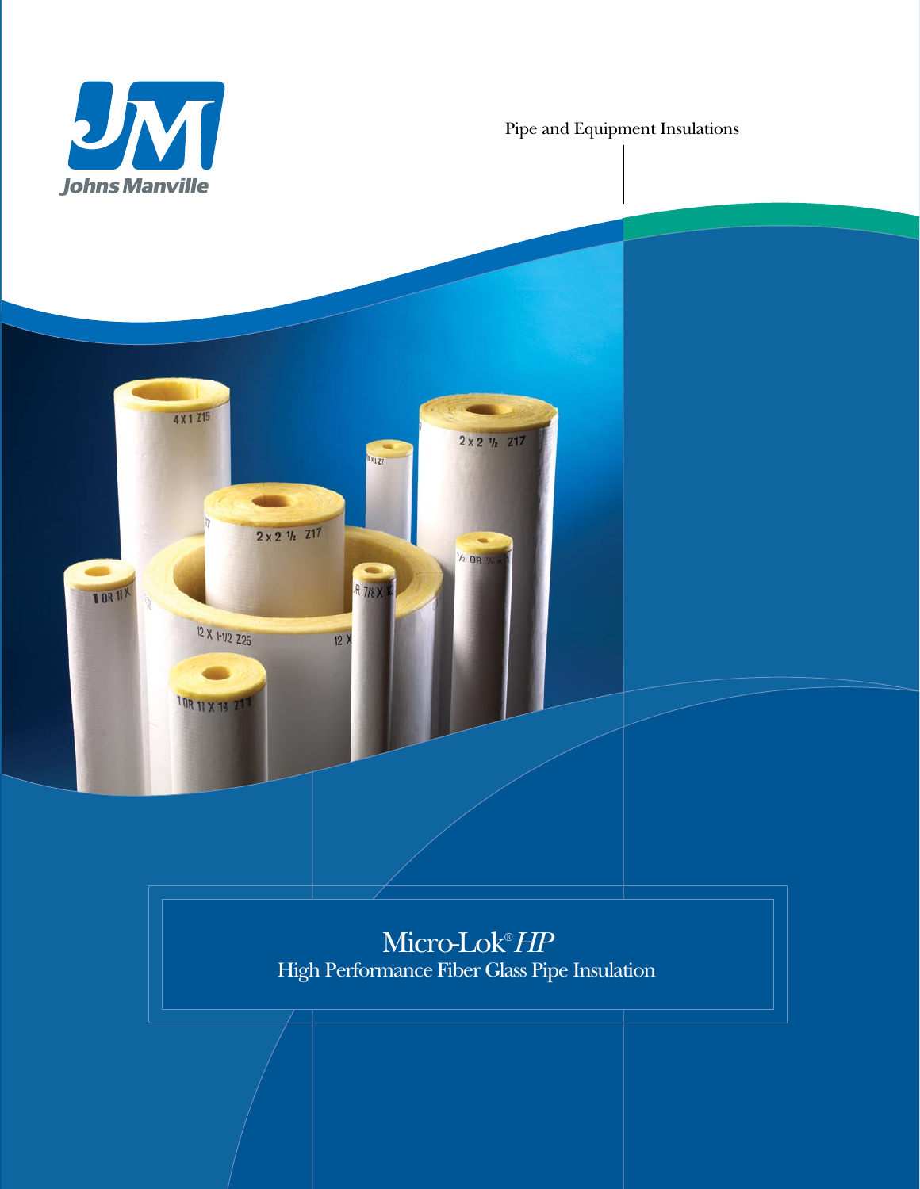Johns Manville

Pipe and Equipment Insulations

# Micro-Lok® *HP*

## High Performance Fiber Glass Pipe Insulation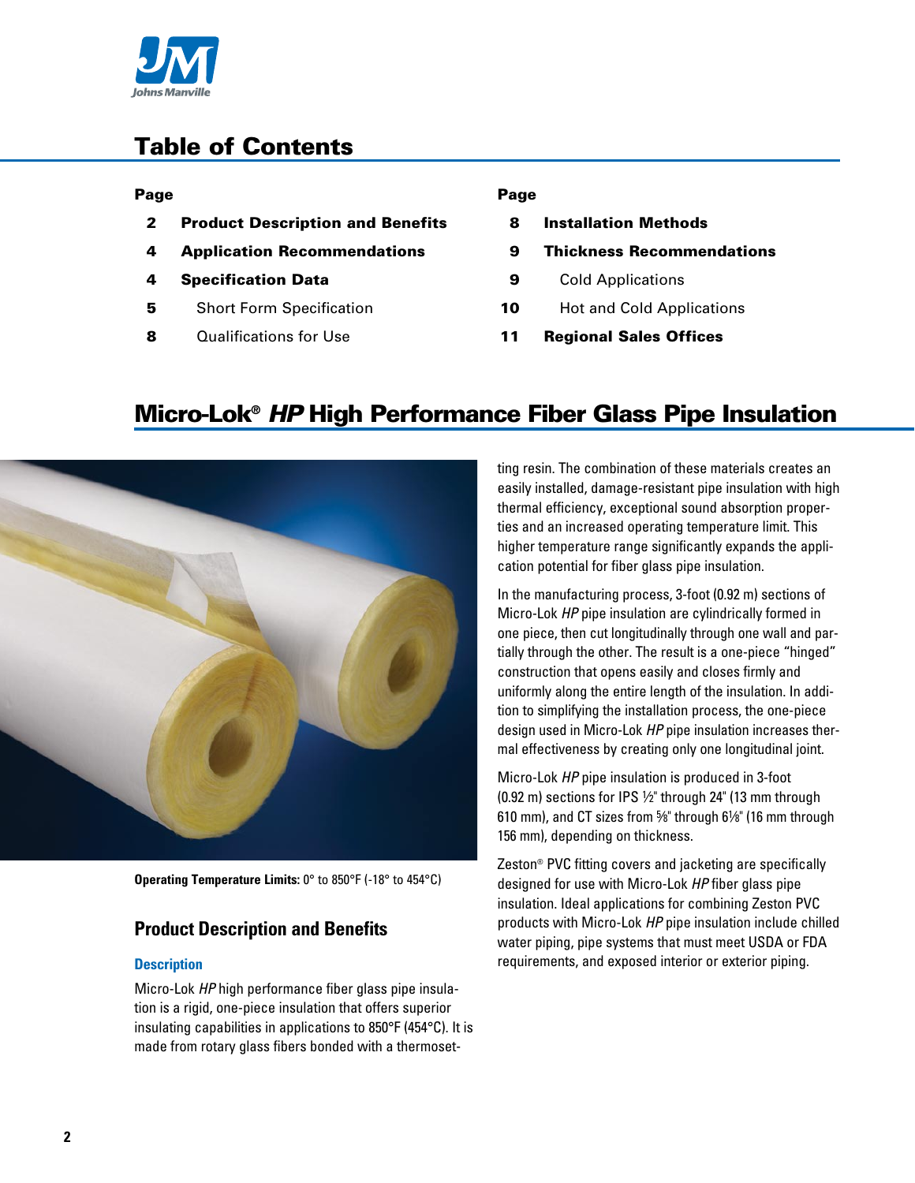## Table of Contents

| Page | | Page | |
|---|---|---|---|
| 2 | **Product Description and Benefits** | 8 | **Installation Methods** |
| 4 | **Application Recommendations** | 9 | **Thickness Recommendations** |
| 4 | **Specification Data** | 9 | Cold Applications |
| 5 | Short Form Specification | 10 | Hot and Cold Applications |
| 8 | Qualifications for Use | 11 | **Regional Sales Offices** |

# Micro-Lok® *HP* High Performance Fiber Glass Pipe Insulation

**Operating Temperature Limits:** 0° to 850°F (-18° to 454°C)

## Product Description and Benefits

### Description

Micro-Lok *HP* high performance fiber glass pipe insulation is a rigid, one-piece insulation that offers superior insulating capabilities in applications to 850°F (454°C). It is made from rotary glass fibers bonded with a thermosetting resin. The combination of these materials creates an easily installed, damage-resistant pipe insulation with high thermal efficiency, exceptional sound absorption properties and an increased operating temperature limit. This higher temperature range significantly expands the application potential for fiber glass pipe insulation.

In the manufacturing process, 3-foot (0.92 m) sections of Micro-Lok *HP* pipe insulation are cylindrically formed in one piece, then cut longitudinally through one wall and partially through the other. The result is a one-piece "hinged" construction that opens easily and closes firmly and uniformly along the entire length of the insulation. In addition to simplifying the installation process, the one-piece design used in Micro-Lok *HP* pipe insulation increases thermal effectiveness by creating only one longitudinal joint.

Micro-Lok *HP* pipe insulation is produced in 3-foot (0.92 m) sections for IPS ½" through 24" (13 mm through 610 mm), and CT sizes from ⅝" through 6⅛" (16 mm through 156 mm), depending on thickness.

Zeston® PVC fitting covers and jacketing are specifically designed for use with Micro-Lok *HP* fiber glass pipe insulation. Ideal applications for combining Zeston PVC products with Micro-Lok *HP* pipe insulation include chilled water piping, pipe systems that must meet USDA or FDA requirements, and exposed interior or exterior piping.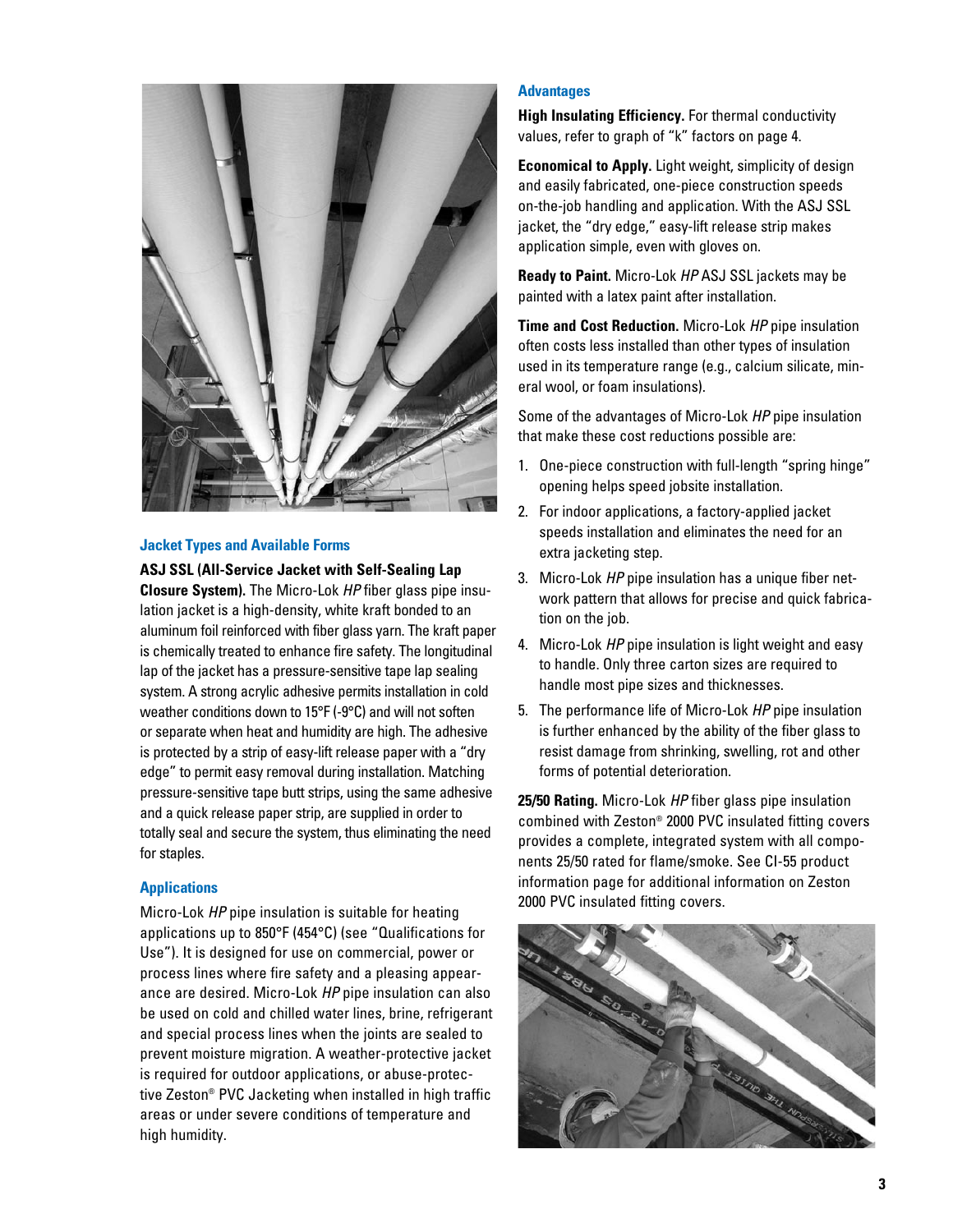## Jacket Types and Available Forms

**ASJ SSL (All-Service Jacket with Self-Sealing Lap Closure System).** The Micro-Lok *HP* fiber glass pipe insulation jacket is a high-density, white kraft bonded to an aluminum foil reinforced with fiber glass yarn. The kraft paper is chemically treated to enhance fire safety. The longitudinal lap of the jacket has a pressure-sensitive tape lap sealing system. A strong acrylic adhesive permits installation in cold weather conditions down to 15°F (-9°C) and will not soften or separate when heat and humidity are high. The adhesive is protected by a strip of easy-lift release paper with a "dry edge" to permit easy removal during installation. Matching pressure-sensitive tape butt strips, using the same adhesive and a quick release paper strip, are supplied in order to totally seal and secure the system, thus eliminating the need for staples.

## Applications

Micro-Lok *HP* pipe insulation is suitable for heating applications up to 850°F (454°C) (see "Qualifications for Use"). It is designed for use on commercial, power or process lines where fire safety and a pleasing appearance are desired. Micro-Lok *HP* pipe insulation can also be used on cold and chilled water lines, brine, refrigerant and special process lines when the joints are sealed to prevent moisture migration. A weather-protective jacket is required for outdoor applications, or abuse-protective Zeston® PVC Jacketing when installed in high traffic areas or under severe conditions of temperature and high humidity.

## Advantages

**High Insulating Efficiency.** For thermal conductivity values, refer to graph of "k" factors on page 4.

**Economical to Apply.** Light weight, simplicity of design and easily fabricated, one-piece construction speeds on-the-job handling and application. With the ASJ SSL jacket, the "dry edge," easy-lift release strip makes application simple, even with gloves on.

**Ready to Paint.** Micro-Lok *HP* ASJ SSL jackets may be painted with a latex paint after installation.

**Time and Cost Reduction.** Micro-Lok *HP* pipe insulation often costs less installed than other types of insulation used in its temperature range (e.g., calcium silicate, mineral wool, or foam insulations).

Some of the advantages of Micro-Lok *HP* pipe insulation that make these cost reductions possible are:

1. One-piece construction with full-length "spring hinge" opening helps speed jobsite installation.
2. For indoor applications, a factory-applied jacket speeds installation and eliminates the need for an extra jacketing step.
3. Micro-Lok *HP* pipe insulation has a unique fiber network pattern that allows for precise and quick fabrication on the job.
4. Micro-Lok *HP* pipe insulation is light weight and easy to handle. Only three carton sizes are required to handle most pipe sizes and thicknesses.
5. The performance life of Micro-Lok *HP* pipe insulation is further enhanced by the ability of the fiber glass to resist damage from shrinking, swelling, rot and other forms of potential deterioration.

**25/50 Rating.** Micro-Lok *HP* fiber glass pipe insulation combined with Zeston® 2000 PVC insulated fitting covers provides a complete, integrated system with all components 25/50 rated for flame/smoke. See CI-55 product information page for additional information on Zeston 2000 PVC insulated fitting covers.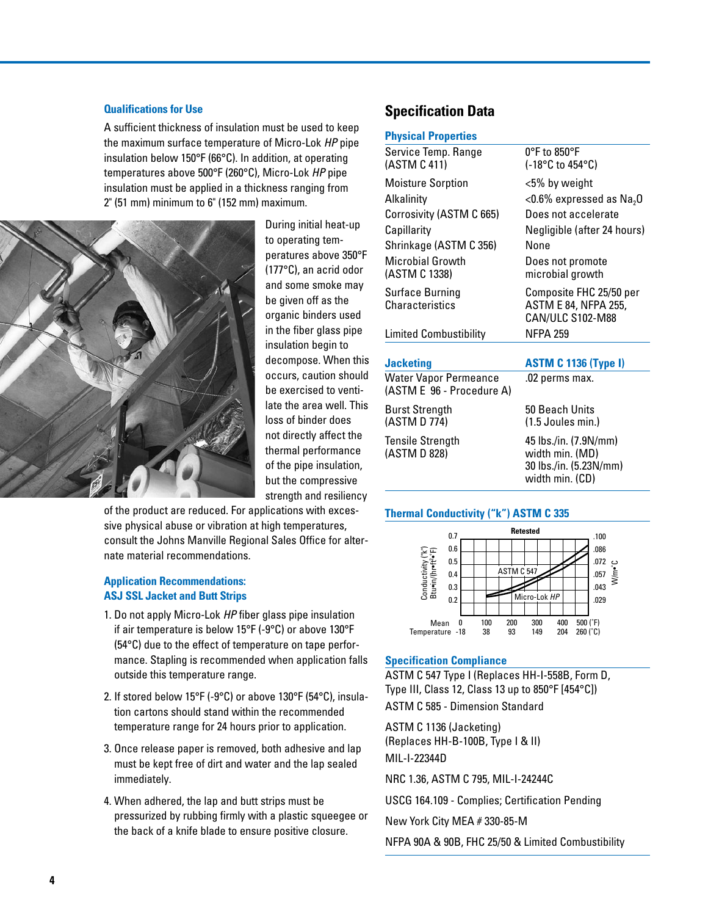### Qualifications for Use

A sufficient thickness of insulation must be used to keep the maximum surface temperature of Micro-Lok *HP* pipe insulation below 150°F (66°C). In addition, at operating temperatures above 500°F (260°C), Micro-Lok *HP* pipe insulation must be applied in a thickness ranging from 2" (51 mm) minimum to 6" (152 mm) maximum.

During initial heat-up to operating temperatures above 350°F (177°C), an acrid odor and some smoke may be given off as the organic binders used in the fiber glass pipe insulation begin to decompose. When this occurs, caution should be exercised to ventilate the area well. This loss of binder does not directly affect the thermal performance of the pipe insulation, but the compressive strength and resiliency of the product are reduced. For applications with excessive physical abuse or vibration at high temperatures, consult the Johns Manville Regional Sales Office for alternate material recommendations.

### Application Recommendations: ASJ SSL Jacket and Butt Strips

1. Do not apply Micro-Lok *HP* fiber glass pipe insulation if air temperature is below 15°F (-9°C) or above 130°F (54°C) due to the effect of temperature on tape performance. Stapling is recommended when application falls outside this temperature range.
2. If stored below 15°F (-9°C) or above 130°F (54°C), insulation cartons should stand within the recommended temperature range for 24 hours prior to application.
3. Once release paper is removed, both adhesive and lap must be kept free of dirt and water and the lap sealed immediately.
4. When adhered, the lap and butt strips must be pressurized by rubbing firmly with a plastic squeegee or the back of a knife blade to ensure positive closure.

## Specification Data

### Physical Properties

| Property | Value |
|---|---|
| Service Temp. Range (ASTM C 411) | 0°F to 850°F (-18°C to 454°C) |
| Moisture Sorption | <5% by weight |
| Alkalinity | <0.6% expressed as $Na_2O$ |
| Corrosivity (ASTM C 665) | Does not accelerate |
| Capillarity | Negligible (after 24 hours) |
| Shrinkage (ASTM C 356) | None |
| Microbial Growth (ASTM C 1338) | Does not promote microbial growth |
| Surface Burning Characteristics | Composite FHC 25/50 per ASTM E 84, NFPA 255, CAN/ULC S102-M88 |
| Limited Combustibility | NFPA 259 |

| Jacketing | ASTM C 1136 (Type I) |
|---|---|
| Water Vapor Permeance (ASTM E 96 - Procedure A) | .02 perms max. |
| Burst Strength (ASTM D 774) | 50 Beach Units (1.5 Joules min.) |
| Tensile Strength (ASTM D 828) | 45 lbs./in. (7.9N/mm) width min. (MD) 30 lbs./in. (5.23N/mm) width min. (CD) |

### Thermal Conductivity ("k") ASTM C 335

Retested

Conductivity ("k") Btu•in/(hr•ft²•°F): 0.2, 0.3, 0.4, 0.5, 0.6, 0.7 — W/m•°C: .029, .043, .057, .072, .086, .100

Curves: ASTM C 547; Micro-Lok *HP*

Mean Temperature: 0, 100, 200, 300, 400, 500 (°F); -18, 38, 93, 149, 204, 260 (°C)

### Specification Compliance

ASTM C 547 Type I (Replaces HH-I-558B, Form D, Type III, Class 12, Class 13 up to 850°F [454°C])

ASTM C 585 - Dimension Standard

ASTM C 1136 (Jacketing) (Replaces HH-B-100B, Type I & II)

MIL-I-22344D

NRC 1.36, ASTM C 795, MIL-I-24244C

USCG 164.109 - Complies; Certification Pending

New York City MEA # 330-85-M

NFPA 90A & 90B, FHC 25/50 & Limited Combustibility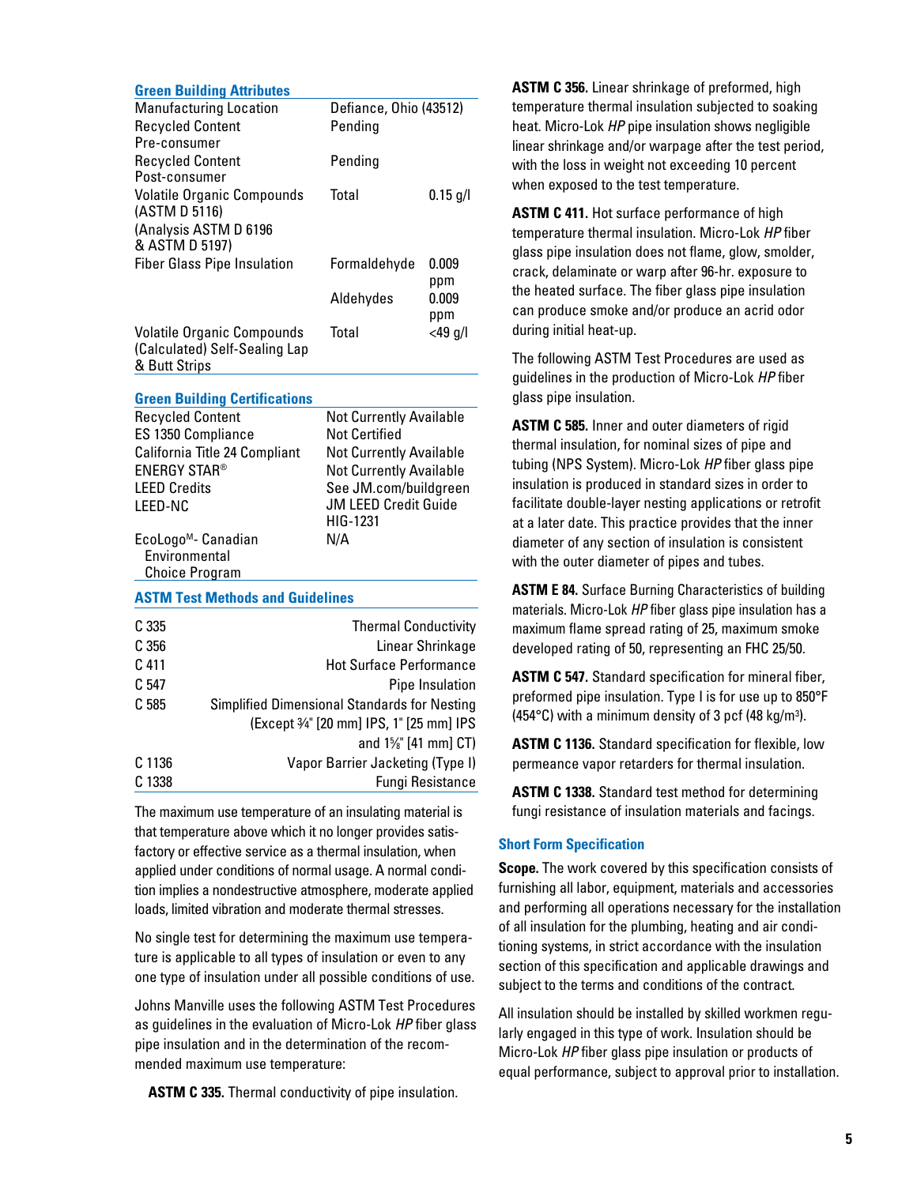### Green Building Attributes

| | | |
|---|---|---|
| Manufacturing Location | Defiance, Ohio (43512) | |
| Recycled Content Pre-consumer | Pending | |
| Recycled Content Post-consumer | Pending | |
| Volatile Organic Compounds (ASTM D 5116) (Analysis ASTM D 6196 & ASTM D 5197) | Total | 0.15 g/l |
| Fiber Glass Pipe Insulation | Formaldehyde | 0.009 ppm |
| | Aldehydes | 0.009 ppm |
| Volatile Organic Compounds (Calculated) Self-Sealing Lap & Butt Strips | Total | <49 g/l |

### Green Building Certifications

| | |
|---|---|
| Recycled Content | Not Currently Available |
| ES 1350 Compliance | Not Certified |
| California Title 24 Compliant | Not Currently Available |
| ENERGY STAR® | Not Currently Available |
| LEED Credits | See JM.com/buildgreen |
| LEED-NC | JM LEED Credit Guide HIG-1231 |
| EcoLogoM- Canadian Environmental Choice Program | N/A |

### ASTM Test Methods and Guidelines

| | |
|---|---|
| C 335 | Thermal Conductivity |
| C 356 | Linear Shrinkage |
| C 411 | Hot Surface Performance |
| C 547 | Pipe Insulation |
| C 585 | Simplified Dimensional Standards for Nesting (Except ¾" [20 mm] IPS, 1" [25 mm] IPS and 1⅝" [41 mm] CT) |
| C 1136 | Vapor Barrier Jacketing (Type I) |
| C 1338 | Fungi Resistance |

The maximum use temperature of an insulating material is that temperature above which it no longer provides satisfactory or effective service as a thermal insulation, when applied under conditions of normal usage. A normal condition implies a nondestructive atmosphere, moderate applied loads, limited vibration and moderate thermal stresses.

No single test for determining the maximum use temperature is applicable to all types of insulation or even to any one type of insulation under all possible conditions of use.

Johns Manville uses the following ASTM Test Procedures as guidelines in the evaluation of Micro-Lok *HP* fiber glass pipe insulation and in the determination of the recommended maximum use temperature:

**ASTM C 335.** Thermal conductivity of pipe insulation.

**ASTM C 356.** Linear shrinkage of preformed, high temperature thermal insulation subjected to soaking heat. Micro-Lok *HP* pipe insulation shows negligible linear shrinkage and/or warpage after the test period, with the loss in weight not exceeding 10 percent when exposed to the test temperature.

**ASTM C 411.** Hot surface performance of high temperature thermal insulation. Micro-Lok *HP* fiber glass pipe insulation does not flame, glow, smolder, crack, delaminate or warp after 96-hr. exposure to the heated surface. The fiber glass pipe insulation can produce smoke and/or produce an acrid odor during initial heat-up.

The following ASTM Test Procedures are used as guidelines in the production of Micro-Lok *HP* fiber glass pipe insulation.

**ASTM C 585.** Inner and outer diameters of rigid thermal insulation, for nominal sizes of pipe and tubing (NPS System). Micro-Lok *HP* fiber glass pipe insulation is produced in standard sizes in order to facilitate double-layer nesting applications or retrofit at a later date. This practice provides that the inner diameter of any section of insulation is consistent with the outer diameter of pipes and tubes.

**ASTM E 84.** Surface Burning Characteristics of building materials. Micro-Lok *HP* fiber glass pipe insulation has a maximum flame spread rating of 25, maximum smoke developed rating of 50, representing an FHC 25/50.

**ASTM C 547.** Standard specification for mineral fiber, preformed pipe insulation. Type I is for use up to 850°F (454°C) with a minimum density of 3 pcf (48 kg/m³).

**ASTM C 1136.** Standard specification for flexible, low permeance vapor retarders for thermal insulation.

**ASTM C 1338.** Standard test method for determining fungi resistance of insulation materials and facings.

### Short Form Specification

**Scope.** The work covered by this specification consists of furnishing all labor, equipment, materials and accessories and performing all operations necessary for the installation of all insulation for the plumbing, heating and air conditioning systems, in strict accordance with the insulation section of this specification and applicable drawings and subject to the terms and conditions of the contract.

All insulation should be installed by skilled workmen regularly engaged in this type of work. Insulation should be Micro-Lok *HP* fiber glass pipe insulation or products of equal performance, subject to approval prior to installation.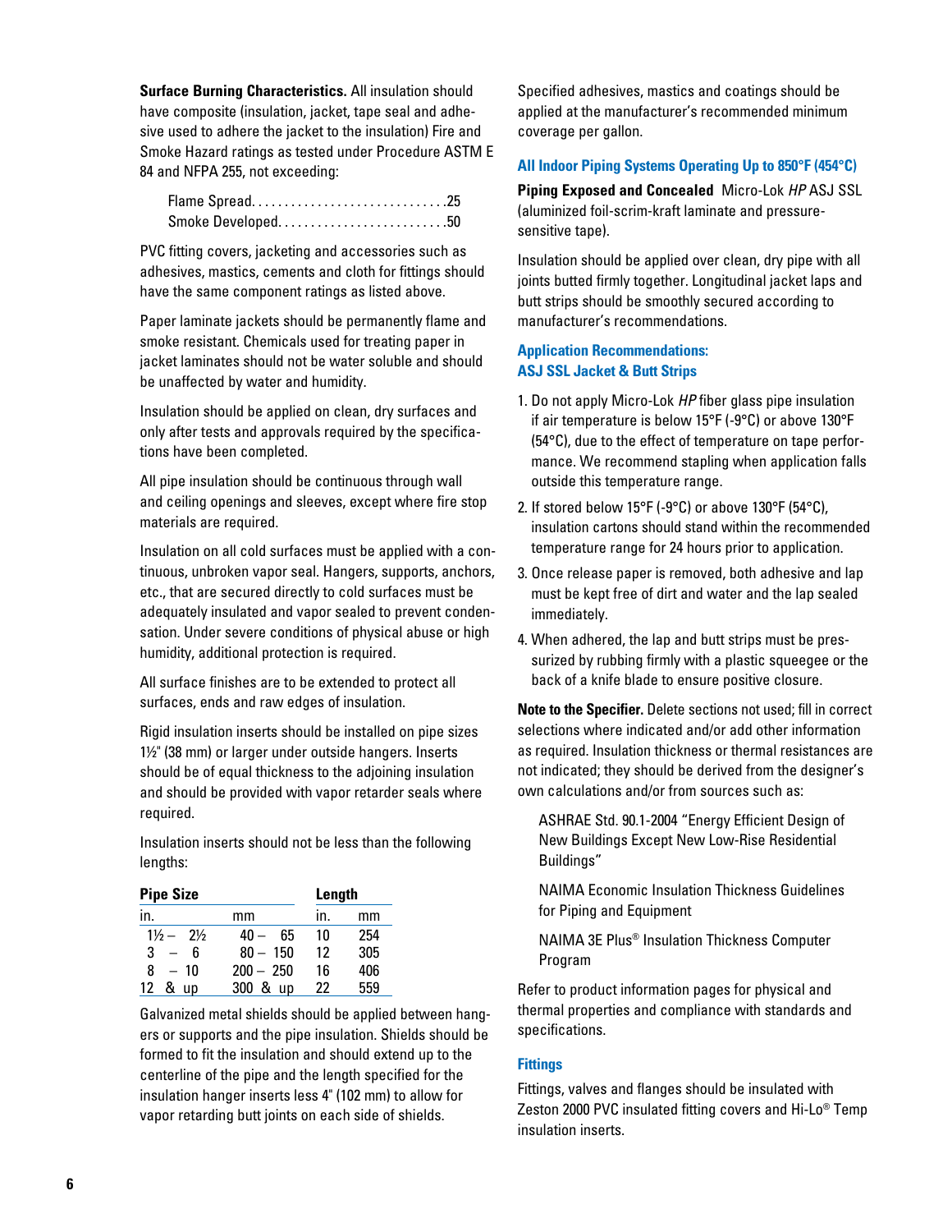**Surface Burning Characteristics.** All insulation should have composite (insulation, jacket, tape seal and adhesive used to adhere the jacket to the insulation) Fire and Smoke Hazard ratings as tested under Procedure ASTM E 84 and NFPA 255, not exceeding:

Flame Spread. . . . . . . . . . . . . . . . . . . . . . . . . . . . . .25
Smoke Developed. . . . . . . . . . . . . . . . . . . . . . . . . .50

PVC fitting covers, jacketing and accessories such as adhesives, mastics, cements and cloth for fittings should have the same component ratings as listed above.

Paper laminate jackets should be permanently flame and smoke resistant. Chemicals used for treating paper in jacket laminates should not be water soluble and should be unaffected by water and humidity.

Insulation should be applied on clean, dry surfaces and only after tests and approvals required by the specifications have been completed.

All pipe insulation should be continuous through wall and ceiling openings and sleeves, except where fire stop materials are required.

Insulation on all cold surfaces must be applied with a continuous, unbroken vapor seal. Hangers, supports, anchors, etc., that are secured directly to cold surfaces must be adequately insulated and vapor sealed to prevent condensation. Under severe conditions of physical abuse or high humidity, additional protection is required.

All surface finishes are to be extended to protect all surfaces, ends and raw edges of insulation.

Rigid insulation inserts should be installed on pipe sizes 1½" (38 mm) or larger under outside hangers. Inserts should be of equal thickness to the adjoining insulation and should be provided with vapor retarder seals where required.

Insulation inserts should not be less than the following lengths:

| Pipe Size | | Length | |
|---|---|---|---|
| in. | mm | in. | mm |
| 1½ – 2½ | 40 – 65 | 10 | 254 |
| 3 – 6 | 80 – 150 | 12 | 305 |
| 8 – 10 | 200 – 250 | 16 | 406 |
| 12 & up | 300 & up | 22 | 559 |

Galvanized metal shields should be applied between hangers or supports and the pipe insulation. Shields should be formed to fit the insulation and should extend up to the centerline of the pipe and the length specified for the insulation hanger inserts less 4" (102 mm) to allow for vapor retarding butt joints on each side of shields.

Specified adhesives, mastics and coatings should be applied at the manufacturer's recommended minimum coverage per gallon.

### All Indoor Piping Systems Operating Up to 850°F (454°C)

**Piping Exposed and Concealed** Micro-Lok *HP* ASJ SSL (aluminized foil-scrim-kraft laminate and pressure-sensitive tape).

Insulation should be applied over clean, dry pipe with all joints butted firmly together. Longitudinal jacket laps and butt strips should be smoothly secured according to manufacturer's recommendations.

### Application Recommendations: ASJ SSL Jacket & Butt Strips

1. Do not apply Micro-Lok *HP* fiber glass pipe insulation if air temperature is below 15°F (-9°C) or above 130°F (54°C), due to the effect of temperature on tape performance. We recommend stapling when application falls outside this temperature range.
2. If stored below 15°F (-9°C) or above 130°F (54°C), insulation cartons should stand within the recommended temperature range for 24 hours prior to application.
3. Once release paper is removed, both adhesive and lap must be kept free of dirt and water and the lap sealed immediately.
4. When adhered, the lap and butt strips must be pressurized by rubbing firmly with a plastic squeegee or the back of a knife blade to ensure positive closure.

**Note to the Specifier.** Delete sections not used; fill in correct selections where indicated and/or add other information as required. Insulation thickness or thermal resistances are not indicated; they should be derived from the designer's own calculations and/or from sources such as:

ASHRAE Std. 90.1-2004 "Energy Efficient Design of New Buildings Except New Low-Rise Residential Buildings"

NAIMA Economic Insulation Thickness Guidelines for Piping and Equipment

NAIMA 3E Plus® Insulation Thickness Computer Program

Refer to product information pages for physical and thermal properties and compliance with standards and specifications.

### Fittings

Fittings, valves and flanges should be insulated with Zeston 2000 PVC insulated fitting covers and Hi-Lo® Temp insulation inserts.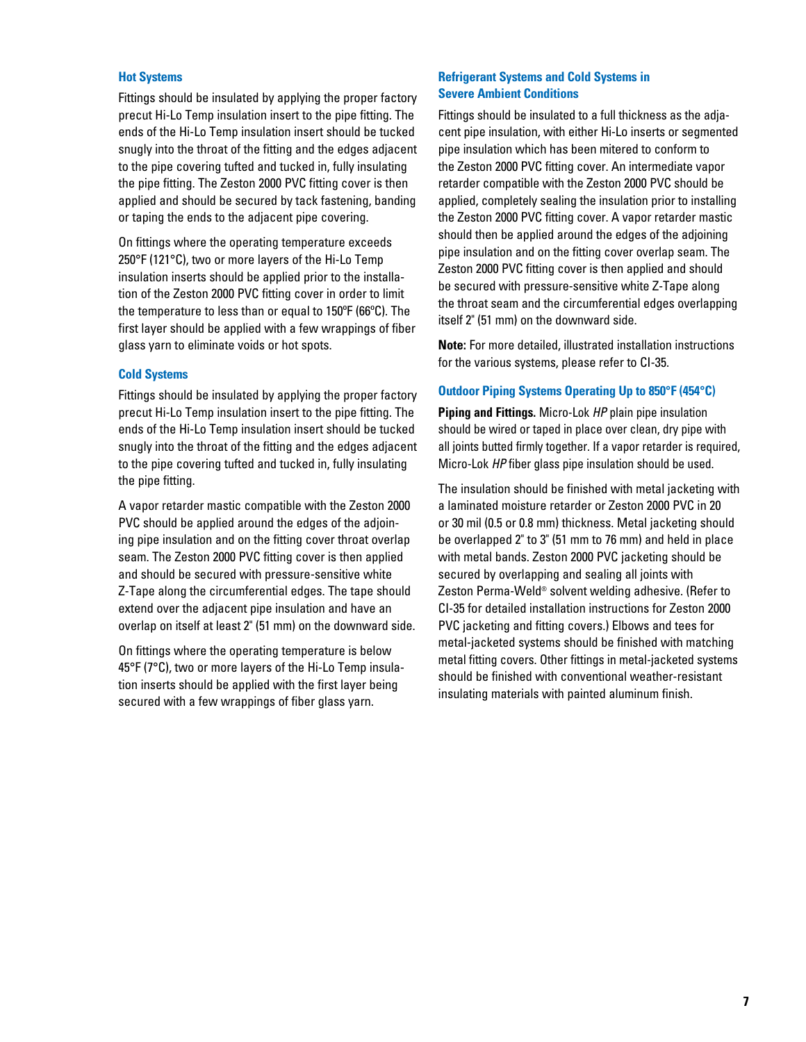### Hot Systems

Fittings should be insulated by applying the proper factory precut Hi-Lo Temp insulation insert to the pipe fitting. The ends of the Hi-Lo Temp insulation insert should be tucked snugly into the throat of the fitting and the edges adjacent to the pipe covering tufted and tucked in, fully insulating the pipe fitting. The Zeston 2000 PVC fitting cover is then applied and should be secured by tack fastening, banding or taping the ends to the adjacent pipe covering.

On fittings where the operating temperature exceeds 250°F (121°C), two or more layers of the Hi-Lo Temp insulation inserts should be applied prior to the installation of the Zeston 2000 PVC fitting cover in order to limit the temperature to less than or equal to 150ºF (66ºC). The first layer should be applied with a few wrappings of fiber glass yarn to eliminate voids or hot spots.

### Cold Systems

Fittings should be insulated by applying the proper factory precut Hi-Lo Temp insulation insert to the pipe fitting. The ends of the Hi-Lo Temp insulation insert should be tucked snugly into the throat of the fitting and the edges adjacent to the pipe covering tufted and tucked in, fully insulating the pipe fitting.

A vapor retarder mastic compatible with the Zeston 2000 PVC should be applied around the edges of the adjoining pipe insulation and on the fitting cover throat overlap seam. The Zeston 2000 PVC fitting cover is then applied and should be secured with pressure-sensitive white Z-Tape along the circumferential edges. The tape should extend over the adjacent pipe insulation and have an overlap on itself at least 2" (51 mm) on the downward side.

On fittings where the operating temperature is below 45°F (7°C), two or more layers of the Hi-Lo Temp insulation inserts should be applied with the first layer being secured with a few wrappings of fiber glass yarn.

### Refrigerant Systems and Cold Systems in Severe Ambient Conditions

Fittings should be insulated to a full thickness as the adjacent pipe insulation, with either Hi-Lo inserts or segmented pipe insulation which has been mitered to conform to the Zeston 2000 PVC fitting cover. An intermediate vapor retarder compatible with the Zeston 2000 PVC should be applied, completely sealing the insulation prior to installing the Zeston 2000 PVC fitting cover. A vapor retarder mastic should then be applied around the edges of the adjoining pipe insulation and on the fitting cover overlap seam. The Zeston 2000 PVC fitting cover is then applied and should be secured with pressure-sensitive white Z-Tape along the throat seam and the circumferential edges overlapping itself 2" (51 mm) on the downward side.

**Note:** For more detailed, illustrated installation instructions for the various systems, please refer to CI-35.

### Outdoor Piping Systems Operating Up to 850°F (454°C)

**Piping and Fittings.** Micro-Lok *HP* plain pipe insulation should be wired or taped in place over clean, dry pipe with all joints butted firmly together. If a vapor retarder is required, Micro-Lok *HP* fiber glass pipe insulation should be used.

The insulation should be finished with metal jacketing with a laminated moisture retarder or Zeston 2000 PVC in 20 or 30 mil (0.5 or 0.8 mm) thickness. Metal jacketing should be overlapped 2" to 3" (51 mm to 76 mm) and held in place with metal bands. Zeston 2000 PVC jacketing should be secured by overlapping and sealing all joints with Zeston Perma-Weld® solvent welding adhesive. (Refer to CI-35 for detailed installation instructions for Zeston 2000 PVC jacketing and fitting covers.) Elbows and tees for metal-jacketed systems should be finished with matching metal fitting covers. Other fittings in metal-jacketed systems should be finished with conventional weather-resistant insulating materials with painted aluminum finish.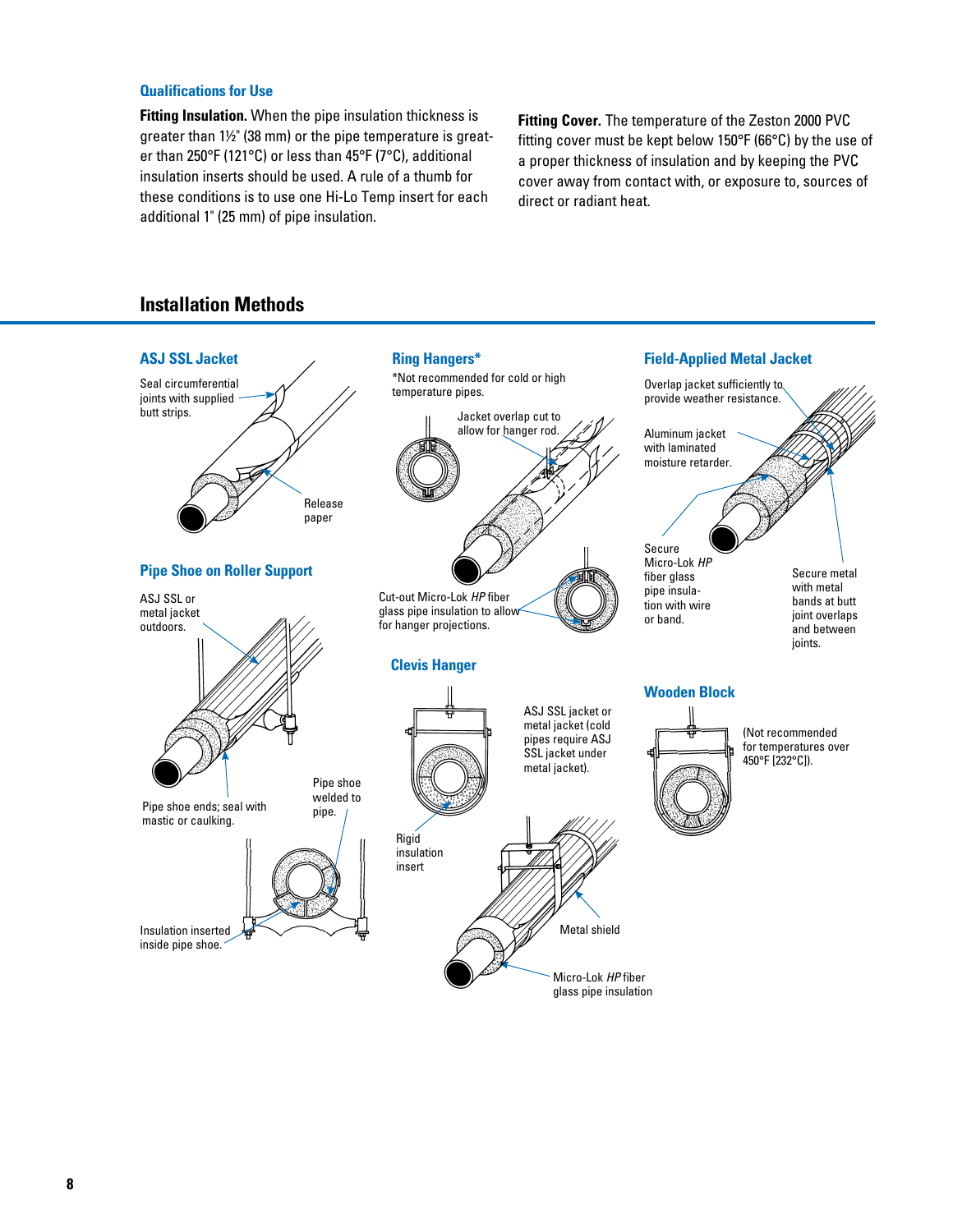### Qualifications for Use

**Fitting Insulation.** When the pipe insulation thickness is greater than 1½" (38 mm) or the pipe temperature is greater than 250°F (121°C) or less than 45°F (7°C), additional insulation inserts should be used. A rule of a thumb for these conditions is to use one Hi-Lo Temp insert for each additional 1" (25 mm) of pipe insulation.

**Fitting Cover.** The temperature of the Zeston 2000 PVC fitting cover must be kept below 150°F (66°C) by the use of a proper thickness of insulation and by keeping the PVC cover away from contact with, or exposure to, sources of direct or radiant heat.

## Installation Methods

### ASJ SSL Jacket

Seal circumferential joints with supplied butt strips.

Release paper

### Pipe Shoe on Roller Support

ASJ SSL or metal jacket outdoors.

Pipe shoe ends; seal with mastic or caulking.

Pipe shoe welded to pipe.

Insulation inserted inside pipe shoe.

### Ring Hangers*

*Not recommended for cold or high temperature pipes.

Jacket overlap cut to allow for hanger rod.

Cut-out Micro-Lok *HP* fiber glass pipe insulation to allow for hanger projections.

### Clevis Hanger

ASJ SSL jacket or metal jacket (cold pipes require ASJ SSL jacket under metal jacket).

Rigid insulation insert

Metal shield

Micro-Lok *HP* fiber glass pipe insulation

### Field-Applied Metal Jacket

Overlap jacket sufficiently to provide weather resistance.

Aluminum jacket with laminated moisture retarder.

Secure Micro-Lok *HP* fiber glass pipe insulation with wire or band.

Secure metal with metal bands at butt joint overlaps and between joints.

### Wooden Block

(Not recommended for temperatures over 450°F [232°C]).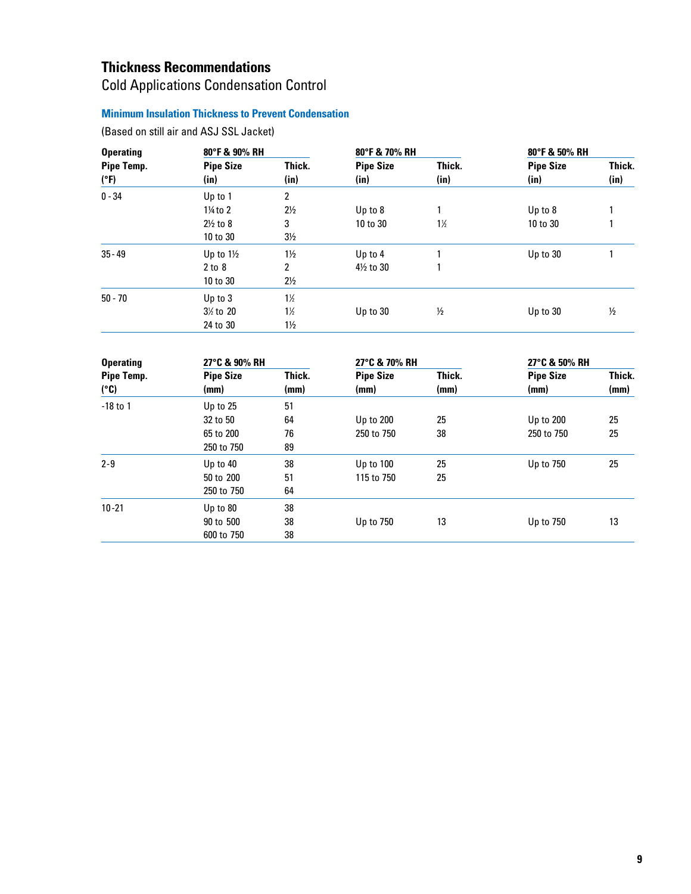## Thickness Recommendations

Cold Applications Condensation Control

### Minimum Insulation Thickness to Prevent Condensation

(Based on still air and ASJ SSL Jacket)

| Operating | 80°F & 90% RH | | 80°F & 70% RH | | 80°F & 50% RH | |
|---|---|---|---|---|---|---|
| **Pipe Temp. (°F)** | **Pipe Size (in)** | **Thick. (in)** | **Pipe Size (in)** | **Thick. (in)** | **Pipe Size (in)** | **Thick. (in)** |
| 0 - 34 | Up to 1 | 2 | | | | |
| | 1¼ to 2 | 2½ | Up to 8 | 1 | Up to 8 | 1 |
| | 2½ to 8 | 3 | 10 to 30 | 1½ | 10 to 30 | 1 |
| | 10 to 30 | 3½ | | | | |
| 35 - 49 | Up to 1½ | 1½ | Up to 4 | 1 | Up to 30 | 1 |
| | 2 to 8 | 2 | 4½ to 30 | 1 | | |
| | 10 to 30 | 2½ | | | | |
| 50 - 70 | Up to 3 | 1½ | | | | |
| | 3½ to 20 | 1½ | Up to 30 | ½ | Up to 30 | ½ |
| | 24 to 30 | 1½ | | | | |

| Operating | 27°C & 90% RH | | 27°C & 70% RH | | 27°C & 50% RH | |
|---|---|---|---|---|---|---|
| **Pipe Temp. (°C)** | **Pipe Size (mm)** | **Thick. (mm)** | **Pipe Size (mm)** | **Thick. (mm)** | **Pipe Size (mm)** | **Thick. (mm)** |
| -18 to 1 | Up to 25 | 51 | | | | |
| | 32 to 50 | 64 | Up to 200 | 25 | Up to 200 | 25 |
| | 65 to 200 | 76 | 250 to 750 | 38 | 250 to 750 | 25 |
| | 250 to 750 | 89 | | | | |
| 2-9 | Up to 40 | 38 | Up to 100 | 25 | Up to 750 | 25 |
| | 50 to 200 | 51 | 115 to 750 | 25 | | |
| | 250 to 750 | 64 | | | | |
| 10-21 | Up to 80 | 38 | | | | |
| | 90 to 500 | 38 | Up to 750 | 13 | Up to 750 | 13 |
| | 600 to 750 | 38 | | | | |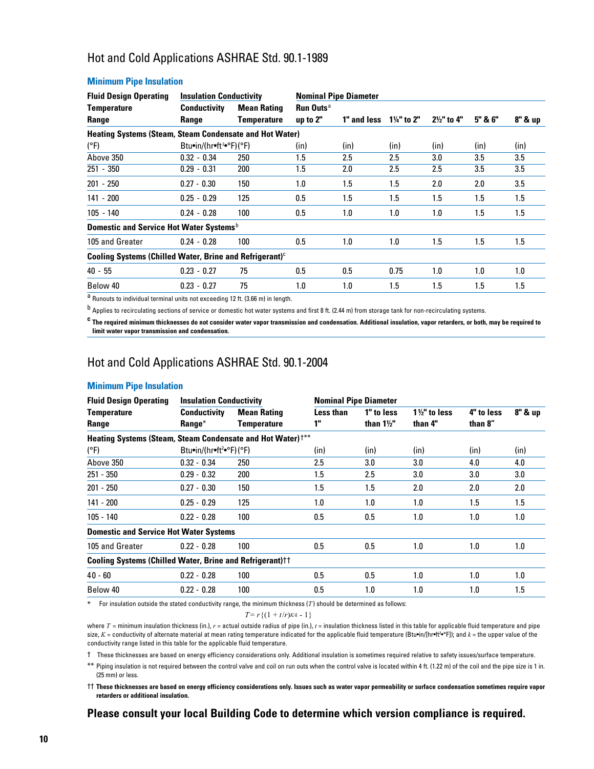## Hot and Cold Applications ASHRAE Std. 90.1-1989

### Minimum Pipe Insulation

| Fluid Design Operating Temperature Range | Insulation Conductivity | | Nominal Pipe Diameter | | | | | |
|---|---|---|---|---|---|---|---|---|
| | Conductivity Range | Mean Rating Temperature | Run Outs[a] up to 2" | 1" and less | 1¼" to 2" | 2½" to 4" | 5" & 6" | 8" & up |
| **Heating Systems (Steam, Steam Condensate and Hot Water)** | | | | | | | | |
| (°F) | Btu•in/(hr•ft²•°F) | (°F) | (in) | (in) | (in) | (in) | (in) | (in) |
| Above 350 | 0.32 - 0.34 | 250 | 1.5 | 2.5 | 2.5 | 3.0 | 3.5 | 3.5 |
| 251 - 350 | 0.29 - 0.31 | 200 | 1.5 | 2.0 | 2.5 | 2.5 | 3.5 | 3.5 |
| 201 - 250 | 0.27 - 0.30 | 150 | 1.0 | 1.5 | 1.5 | 2.0 | 2.0 | 3.5 |
| 141 - 200 | 0.25 - 0.29 | 125 | 0.5 | 1.5 | 1.5 | 1.5 | 1.5 | 1.5 |
| 105 - 140 | 0.24 - 0.28 | 100 | 0.5 | 1.0 | 1.0 | 1.0 | 1.5 | 1.5 |
| **Domestic and Service Hot Water Systems[b]** | | | | | | | | |
| 105 and Greater | 0.24 - 0.28 | 100 | 0.5 | 1.0 | 1.0 | 1.5 | 1.5 | 1.5 |
| **Cooling Systems (Chilled Water, Brine and Refrigerant)[c]** | | | | | | | | |
| 40 - 55 | 0.23 - 0.27 | 75 | 0.5 | 0.5 | 0.75 | 1.0 | 1.0 | 1.0 |
| Below 40 | 0.23 - 0.27 | 75 | 1.0 | 1.0 | 1.5 | 1.5 | 1.5 | 1.5 |

[a] Runouts to individual terminal units not exceeding 12 ft. (3.66 m) in length.

[b] Applies to recirculating sections of service or domestic hot water systems and first 8 ft. (2.44 m) from storage tank for non-recirculating systems.

**[c] The required minimum thicknesses do not consider water vapor transmission and condensation. Additional insulation, vapor retarders, or both, may be required to limit water vapor transmission and condensation.**

## Hot and Cold Applications ASHRAE Std. 90.1-2004

### Minimum Pipe Insulation

| Fluid Design Operating Temperature Range | Insulation Conductivity | | Nominal Pipe Diameter | | | | |
|---|---|---|---|---|---|---|---|
| | Conductivity Range* | Mean Rating Temperature | Less than 1" | 1" to less than 1½" | 1½" to less than 4" | 4" to less than 8" | 8" & up |
| **Heating Systems (Steam, Steam Condensate and Hot Water)†\*\*** | | | | | | | |
| (°F) | Btu•in/(hr•ft²•°F) | (°F) | (in) | (in) | (in) | (in) | (in) |
| Above 350 | 0.32 - 0.34 | 250 | 2.5 | 3.0 | 3.0 | 4.0 | 4.0 |
| 251 - 350 | 0.29 - 0.32 | 200 | 1.5 | 2.5 | 3.0 | 3.0 | 3.0 |
| 201 - 250 | 0.27 - 0.30 | 150 | 1.5 | 1.5 | 2.0 | 2.0 | 2.0 |
| 141 - 200 | 0.25 - 0.29 | 125 | 1.0 | 1.0 | 1.0 | 1.5 | 1.5 |
| 105 - 140 | 0.22 - 0.28 | 100 | 0.5 | 0.5 | 1.0 | 1.0 | 1.0 |
| **Domestic and Service Hot Water Systems** | | | | | | | |
| 105 and Greater | 0.22 - 0.28 | 100 | 0.5 | 0.5 | 1.0 | 1.0 | 1.0 |
| **Cooling Systems (Chilled Water, Brine and Refrigerant)††** | | | | | | | |
| 40 - 60 | 0.22 - 0.28 | 100 | 0.5 | 0.5 | 1.0 | 1.0 | 1.0 |
| Below 40 | 0.22 - 0.28 | 100 | 0.5 | 1.0 | 1.0 | 1.0 | 1.5 |

\* For insulation outside the stated conductivity range, the minimum thickness ($T$) should be determined as follows:

$$T = r\{(1 + t/r)^{K/k} - 1\}$$

where $T$ = minimum insulation thickness (in.), $r$ = actual outside radius of pipe (in.), $t$ = insulation thickness listed in this table for applicable fluid temperature and pipe size, $K$ = conductivity of alternate material at mean rating temperature indicated for the applicable fluid temperature (Btu•in/[hr•ft²•°F]); and $k$ = the upper value of the conductivity range listed in this table for the applicable fluid temperature.

† These thicknesses are based on energy efficiency considerations only. Additional insulation is sometimes required relative to safety issues/surface temperature.

\*\* Piping insulation is not required between the control valve and coil on run outs when the control valve is located within 4 ft. (1.22 m) of the coil and the pipe size is 1 in. (25 mm) or less.

**†† These thicknesses are based on energy efficiency considerations only. Issues such as water vapor permeability or surface condensation sometimes require vapor retarders or additional insulation.**

**Please consult your local Building Code to determine which version compliance is required.**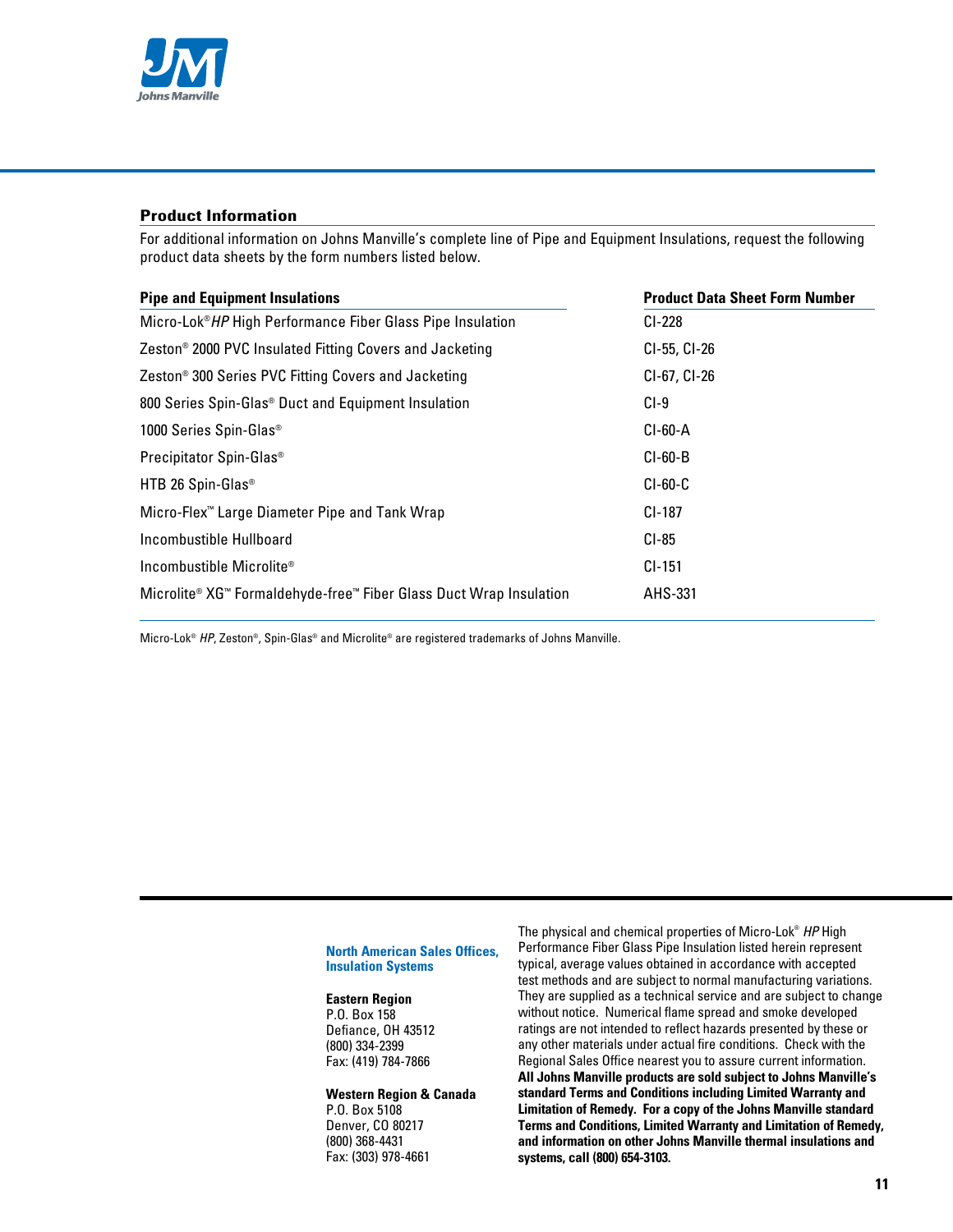## Product Information

For additional information on Johns Manville's complete line of Pipe and Equipment Insulations, request the following product data sheets by the form numbers listed below.

| Pipe and Equipment Insulations | Product Data Sheet Form Number |
|---|---|
| Micro-Lok® *HP* High Performance Fiber Glass Pipe Insulation | CI-228 |
| Zeston® 2000 PVC Insulated Fitting Covers and Jacketing | CI-55, CI-26 |
| Zeston® 300 Series PVC Fitting Covers and Jacketing | CI-67, CI-26 |
| 800 Series Spin-Glas® Duct and Equipment Insulation | CI-9 |
| 1000 Series Spin-Glas® | CI-60-A |
| Precipitator Spin-Glas® | CI-60-B |
| HTB 26 Spin-Glas® | CI-60-C |
| Micro-Flex™ Large Diameter Pipe and Tank Wrap | CI-187 |
| Incombustible Hullboard | CI-85 |
| Incombustible Microlite® | CI-151 |
| Microlite® XG™ Formaldehyde-free™ Fiber Glass Duct Wrap Insulation | AHS-331 |

Micro-Lok® *HP*, Zeston®, Spin-Glas® and Microlite® are registered trademarks of Johns Manville.

**North American Sales Offices, Insulation Systems**

**Eastern Region**
P.O. Box 158
Defiance, OH 43512
(800) 334-2399
Fax: (419) 784-7866

**Western Region & Canada**
P.O. Box 5108
Denver, CO 80217
(800) 368-4431
Fax: (303) 978-4661

The physical and chemical properties of Micro-Lok® *HP* High Performance Fiber Glass Pipe Insulation listed herein represent typical, average values obtained in accordance with accepted test methods and are subject to normal manufacturing variations. They are supplied as a technical service and are subject to change without notice. Numerical flame spread and smoke developed ratings are not intended to reflect hazards presented by these or any other materials under actual fire conditions. Check with the Regional Sales Office nearest you to assure current information. **All Johns Manville products are sold subject to Johns Manville's standard Terms and Conditions including Limited Warranty and Limitation of Remedy. For a copy of the Johns Manville standard Terms and Conditions, Limited Warranty and Limitation of Remedy, and information on other Johns Manville thermal insulations and systems, call (800) 654-3103.**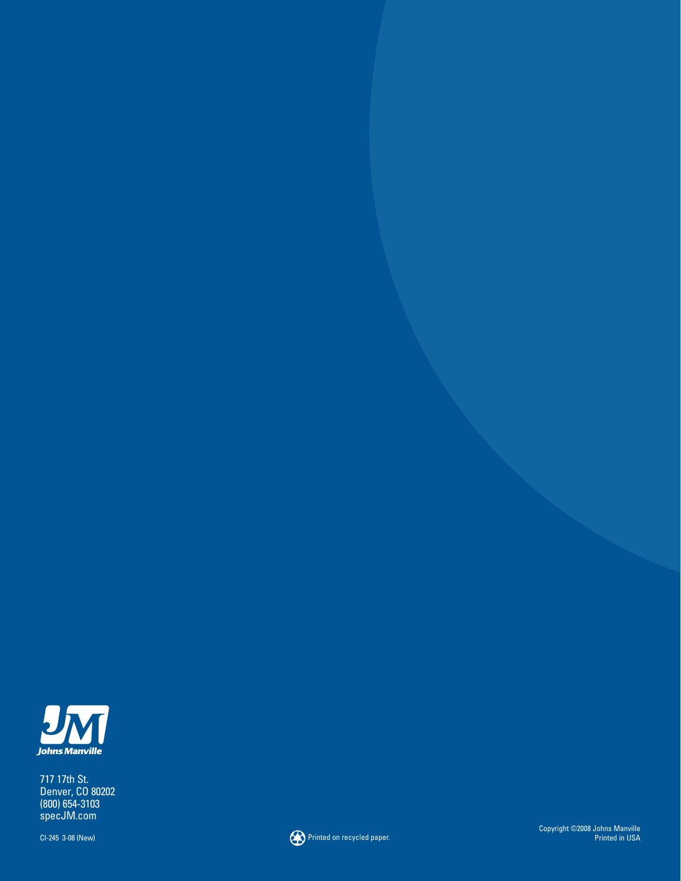Johns Manville

717 17th St.
Denver, CO 80202
(800) 654-3103
specJM.com

CI-245 3-08 (New)

Printed on recycled paper.

Copyright ©2008 Johns Manville
Printed in USA